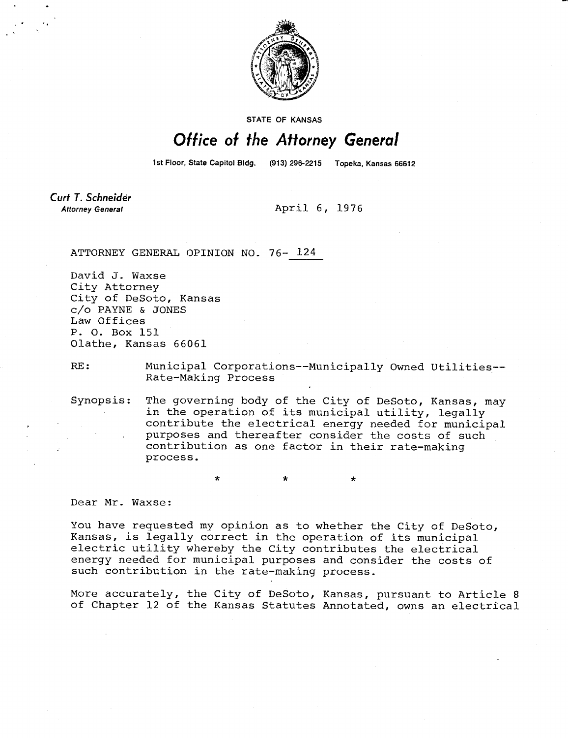STATE OF KANSAS

# Office of the Attorney General

1st Floor, State Capitol Bldg. (913) 296-2215 Topeka, Kansas 66612

**Curt T. Schneider**
*Attorney General*

April 6, 1976

ATTORNEY GENERAL OPINION NO. 76- 124

David J. Waxse
City Attorney
City of DeSoto, Kansas
c/o PAYNE & JONES
Law Offices
P. O. Box 151
Olathe, Kansas 66061

RE: Municipal Corporations--Municipally Owned Utilities--Rate-Making Process

Synopsis: The governing body of the City of DeSoto, Kansas, may in the operation of its municipal utility, legally contribute the electrical energy needed for municipal purposes and thereafter consider the costs of such contribution as one factor in their rate-making process.

\* \* \*

Dear Mr. Waxse:

You have requested my opinion as to whether the City of DeSoto, Kansas, is legally correct in the operation of its municipal electric utility whereby the City contributes the electrical energy needed for municipal purposes and consider the costs of such contribution in the rate-making process.

More accurately, the City of DeSoto, Kansas, pursuant to Article 8 of Chapter 12 of the Kansas Statutes Annotated, owns an electrical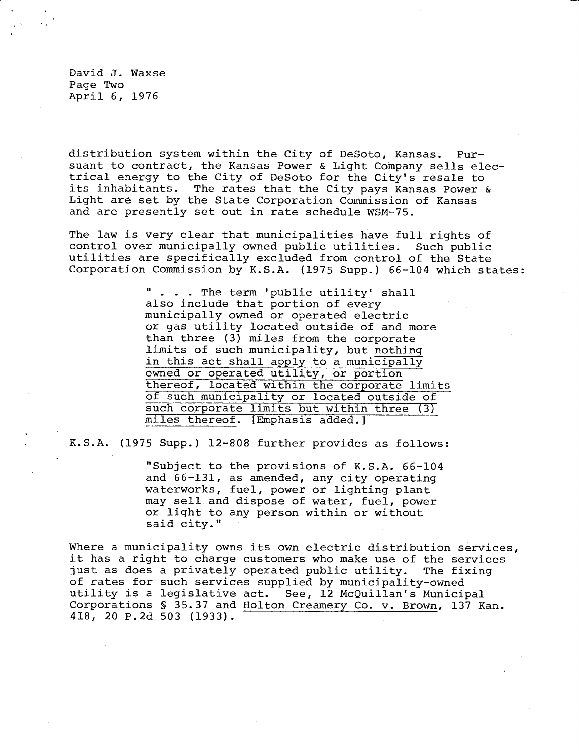distribution system within the City of DeSoto, Kansas. Pursuant to contract, the Kansas Power & Light Company sells electrical energy to the City of DeSoto for the City's resale to its inhabitants. The rates that the City pays Kansas Power & Light are set by the State Corporation Commission of Kansas and are presently set out in rate schedule WSM-75.

The law is very clear that municipalities have full rights of control over municipally owned public utilities. Such public utilities are specifically excluded from control of the State Corporation Commission by K.S.A. (1975 Supp.) 66-104 which states:

> " . . . The term 'public utility' shall also include that portion of every municipally owned or operated electric or gas utility located outside of and more than three (3) miles from the corporate limits of such municipality, but <u>nothing in this act shall apply to a municipally owned or operated utility, or portion thereof, located within the corporate limits of such municipality or located outside of such corporate limits but within three (3) miles thereof</u>. [Emphasis added.]

K.S.A. (1975 Supp.) 12-808 further provides as follows:

> "Subject to the provisions of K.S.A. 66-104 and 66-131, as amended, any city operating waterworks, fuel, power or lighting plant may sell and dispose of water, fuel, power or light to any person within or without said city."

Where a municipality owns its own electric distribution services, it has a right to charge customers who make use of the services just as does a privately operated public utility. The fixing of rates for such services supplied by municipality-owned utility is a legislative act. See, 12 McQuillan's Municipal Corporations § 35.37 and <u>Holton Creamery Co. v. Brown</u>, 137 Kan. 418, 20 P.2d 503 (1933).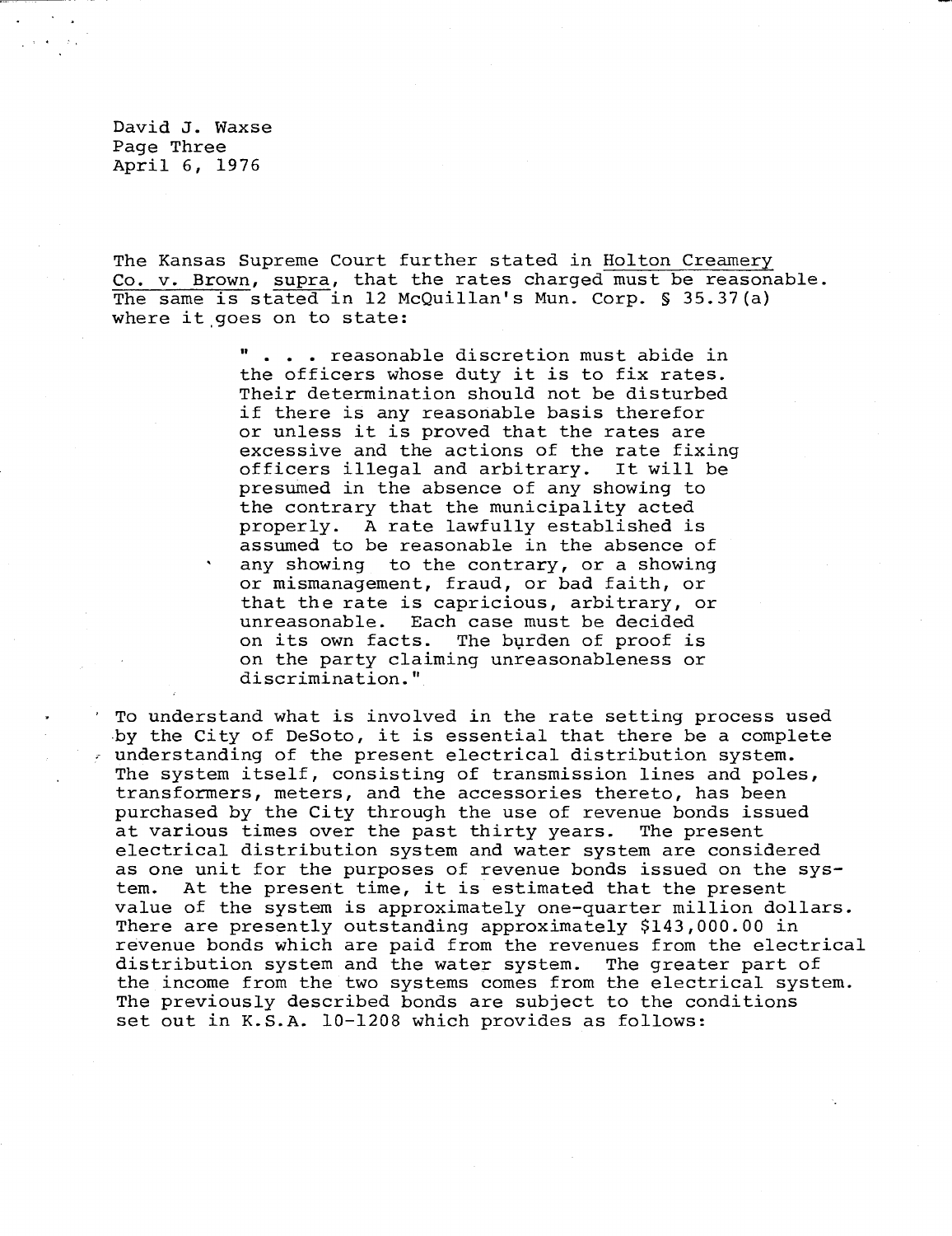David J. Waxse
Page Three
April 6, 1976

The Kansas Supreme Court further stated in Holton Creamery Co. v. Brown, supra, that the rates charged must be reasonable. The same is stated in 12 McQuillan's Mun. Corp. § 35.37(a) where it goes on to state:

> " . . . reasonable discretion must abide in the officers whose duty it is to fix rates. Their determination should not be disturbed if there is any reasonable basis therefor or unless it is proved that the rates are excessive and the actions of the rate fixing officers illegal and arbitrary. It will be presumed in the absence of any showing to the contrary that the municipality acted properly. A rate lawfully established is assumed to be reasonable in the absence of any showing to the contrary, or a showing or mismanagement, fraud, or bad faith, or that the rate is capricious, arbitrary, or unreasonable. Each case must be decided on its own facts. The burden of proof is on the party claiming unreasonableness or discrimination."

To understand what is involved in the rate setting process used by the City of DeSoto, it is essential that there be a complete understanding of the present electrical distribution system. The system itself, consisting of transmission lines and poles, transformers, meters, and the accessories thereto, has been purchased by the City through the use of revenue bonds issued at various times over the past thirty years. The present electrical distribution system and water system are considered as one unit for the purposes of revenue bonds issued on the system. At the present time, it is estimated that the present value of the system is approximately one-quarter million dollars. There are presently outstanding approximately $143,000.00 in revenue bonds which are paid from the revenues from the electrical distribution system and the water system. The greater part of the income from the two systems comes from the electrical system. The previously described bonds are subject to the conditions set out in K.S.A. 10-1208 which provides as follows: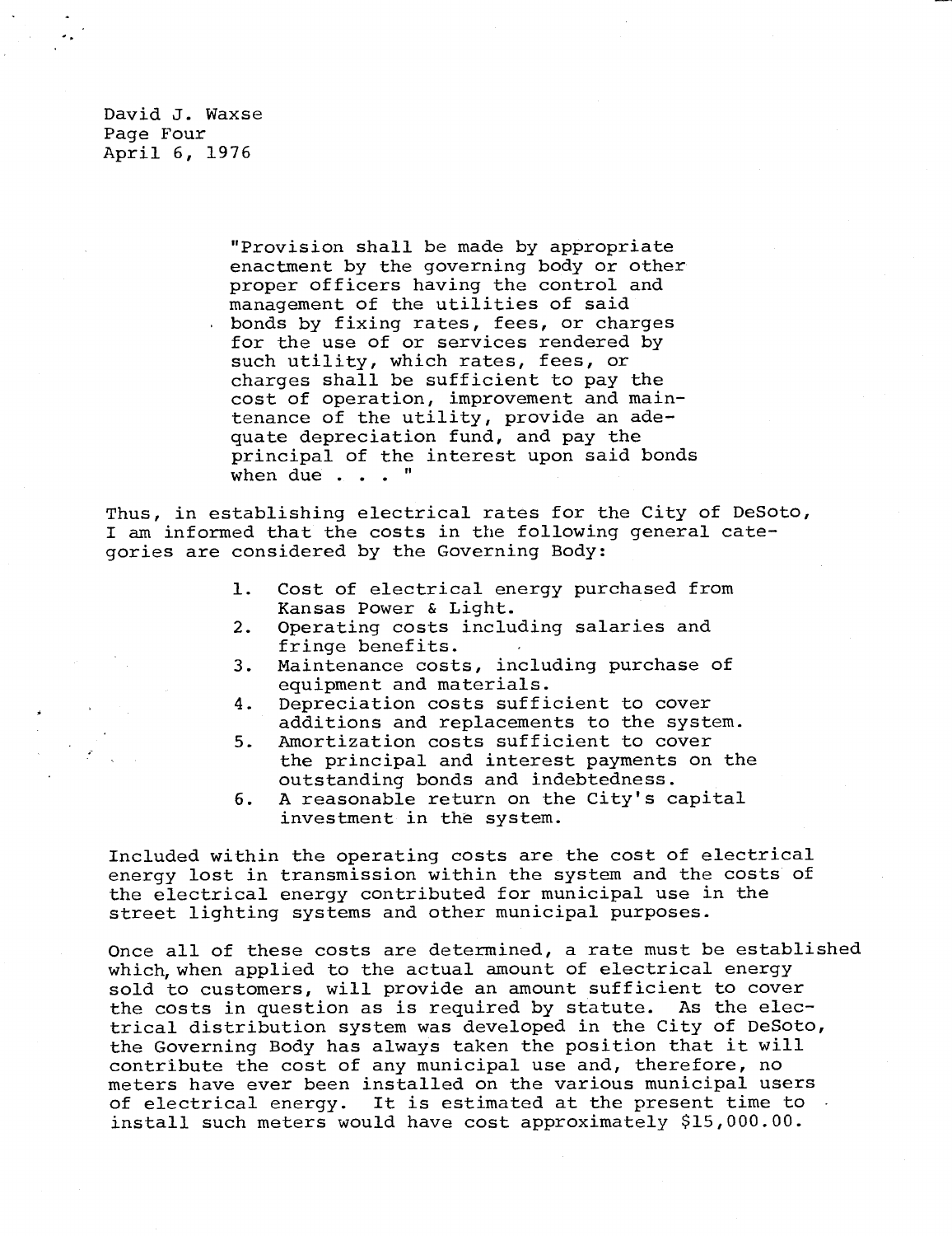"Provision shall be made by appropriate enactment by the governing body or other proper officers having the control and management of the utilities of said bonds by fixing rates, fees, or charges for the use of or services rendered by such utility, which rates, fees, or charges shall be sufficient to pay the cost of operation, improvement and maintenance of the utility, provide an adequate depreciation fund, and pay the principal of the interest upon said bonds when due . . . "

Thus, in establishing electrical rates for the City of DeSoto, I am informed that the costs in the following general categories are considered by the Governing Body:

1. Cost of electrical energy purchased from Kansas Power & Light.
2. Operating costs including salaries and fringe benefits.
3. Maintenance costs, including purchase of equipment and materials.
4. Depreciation costs sufficient to cover additions and replacements to the system.
5. Amortization costs sufficient to cover the principal and interest payments on the outstanding bonds and indebtedness.
6. A reasonable return on the City's capital investment in the system.

Included within the operating costs are the cost of electrical energy lost in transmission within the system and the costs of the electrical energy contributed for municipal use in the street lighting systems and other municipal purposes.

Once all of these costs are determined, a rate must be established which, when applied to the actual amount of electrical energy sold to customers, will provide an amount sufficient to cover the costs in question as is required by statute. As the electrical distribution system was developed in the City of DeSoto, the Governing Body has always taken the position that it will contribute the cost of any municipal use and, therefore, no meters have ever been installed on the various municipal users of electrical energy. It is estimated at the present time to install such meters would have cost approximately $15,000.00.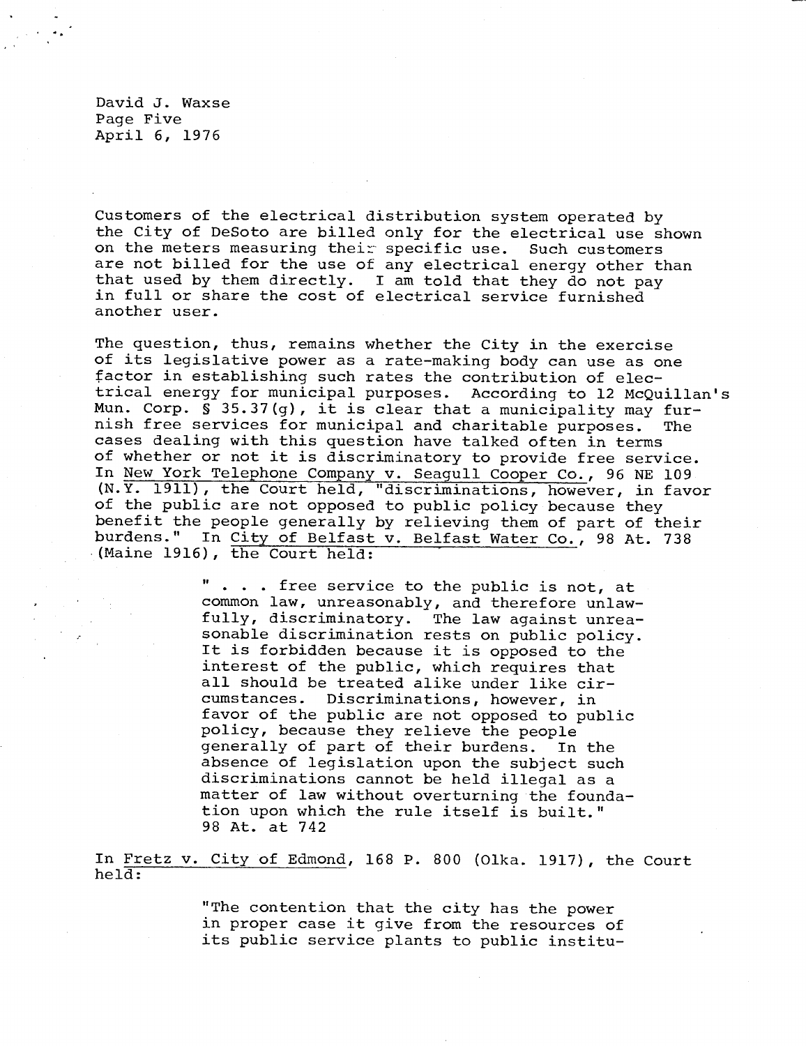Customers of the electrical distribution system operated by the City of DeSoto are billed only for the electrical use shown on the meters measuring their specific use. Such customers are not billed for the use of any electrical energy other than that used by them directly. I am told that they do not pay in full or share the cost of electrical service furnished another user.

The question, thus, remains whether the City in the exercise of its legislative power as a rate-making body can use as one factor in establishing such rates the contribution of electrical energy for municipal purposes. According to 12 McQuillan's Mun. Corp. § 35.37(g), it is clear that a municipality may furnish free services for municipal and charitable purposes. The cases dealing with this question have talked often in terms of whether or not it is discriminatory to provide free service. In New York Telephone Company v. Seagull Cooper Co., 96 NE 109 (N.Y. 1911), the Court held, "discriminations, however, in favor of the public are not opposed to public policy because they benefit the people generally by relieving them of part of their burdens." In City of Belfast v. Belfast Water Co., 98 At. 738 (Maine 1916), the Court held:

> " . . . free service to the public is not, at common law, unreasonably, and therefore unlawfully, discriminatory. The law against unreasonable discrimination rests on public policy. It is forbidden because it is opposed to the interest of the public, which requires that all should be treated alike under like circumstances. Discriminations, however, in favor of the public are not opposed to public policy, because they relieve the people generally of part of their burdens. In the absence of legislation upon the subject such discriminations cannot be held illegal as a matter of law without overturning the foundation upon which the rule itself is built." 98 At. at 742

In Fretz v. City of Edmond, 168 P. 800 (Olka. 1917), the Court held:

> "The contention that the city has the power in proper case it give from the resources of its public service plants to public institu-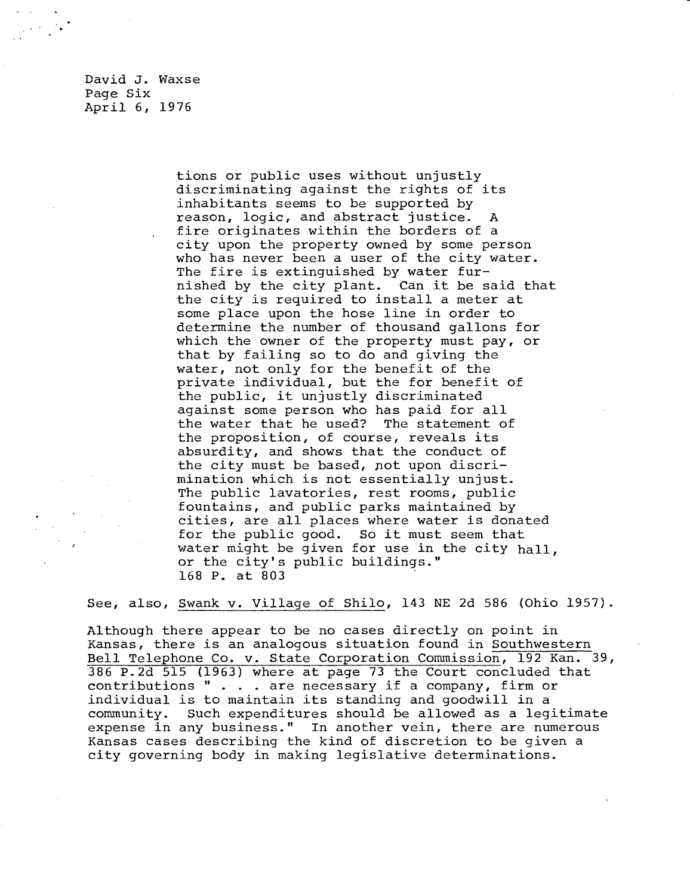David J. Waxse
Page Six
April 6, 1976

> tions or public uses without unjustly discriminating against the rights of its inhabitants seems to be supported by reason, logic, and abstract justice. A fire originates within the borders of a city upon the property owned by some person who has never been a user of the city water. The fire is extinguished by water furnished by the city plant. Can it be said that the city is required to install a meter at some place upon the hose line in order to determine the number of thousand gallons for which the owner of the property must pay, or that by failing so to do and giving the water, not only for the benefit of the private individual, but the for benefit of the public, it unjustly discriminated against some person who has paid for all the water that he used? The statement of the proposition, of course, reveals its absurdity, and shows that the conduct of the city must be based, not upon discrimination which is not essentially unjust. The public lavatories, rest rooms, public fountains, and public parks maintained by cities, are all places where water is donated for the public good. So it must seem that water might be given for use in the city hall, or the city's public buildings."
> 168 P. at 803

See, also, Swank v. Village of Shilo, 143 NE 2d 586 (Ohio 1957).

Although there appear to be no cases directly on point in Kansas, there is an analogous situation found in Southwestern Bell Telephone Co. v. State Corporation Commission, 192 Kan. 39, 386 P.2d 515 (1963) where at page 73 the Court concluded that contributions " . . . are necessary if a company, firm or individual is to maintain its standing and goodwill in a community. Such expenditures should be allowed as a legitimate expense in any business." In another vein, there are numerous Kansas cases describing the kind of discretion to be given a city governing body in making legislative determinations.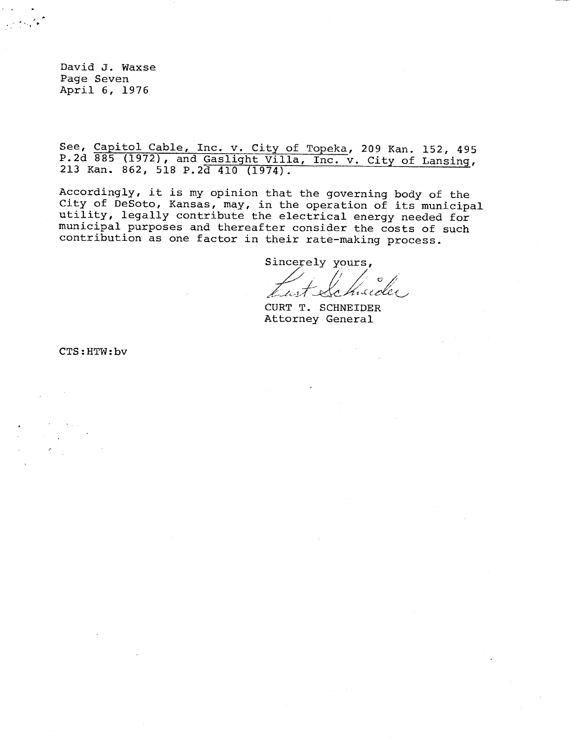David J. Waxse
Page Seven
April 6, 1976

See, Capitol Cable, Inc. v. City of Topeka, 209 Kan. 152, 495 P.2d 885 (1972), and Gaslight Villa, Inc. v. City of Lansing, 213 Kan. 862, 518 P.2d 410 (1974).

Accordingly, it is my opinion that the governing body of the City of DeSoto, Kansas, may, in the operation of its municipal utility, legally contribute the electrical energy needed for municipal purposes and thereafter consider the costs of such contribution as one factor in their rate-making process.

Sincerely yours,

CURT T. SCHNEIDER
Attorney General

CTS:HTW:bv